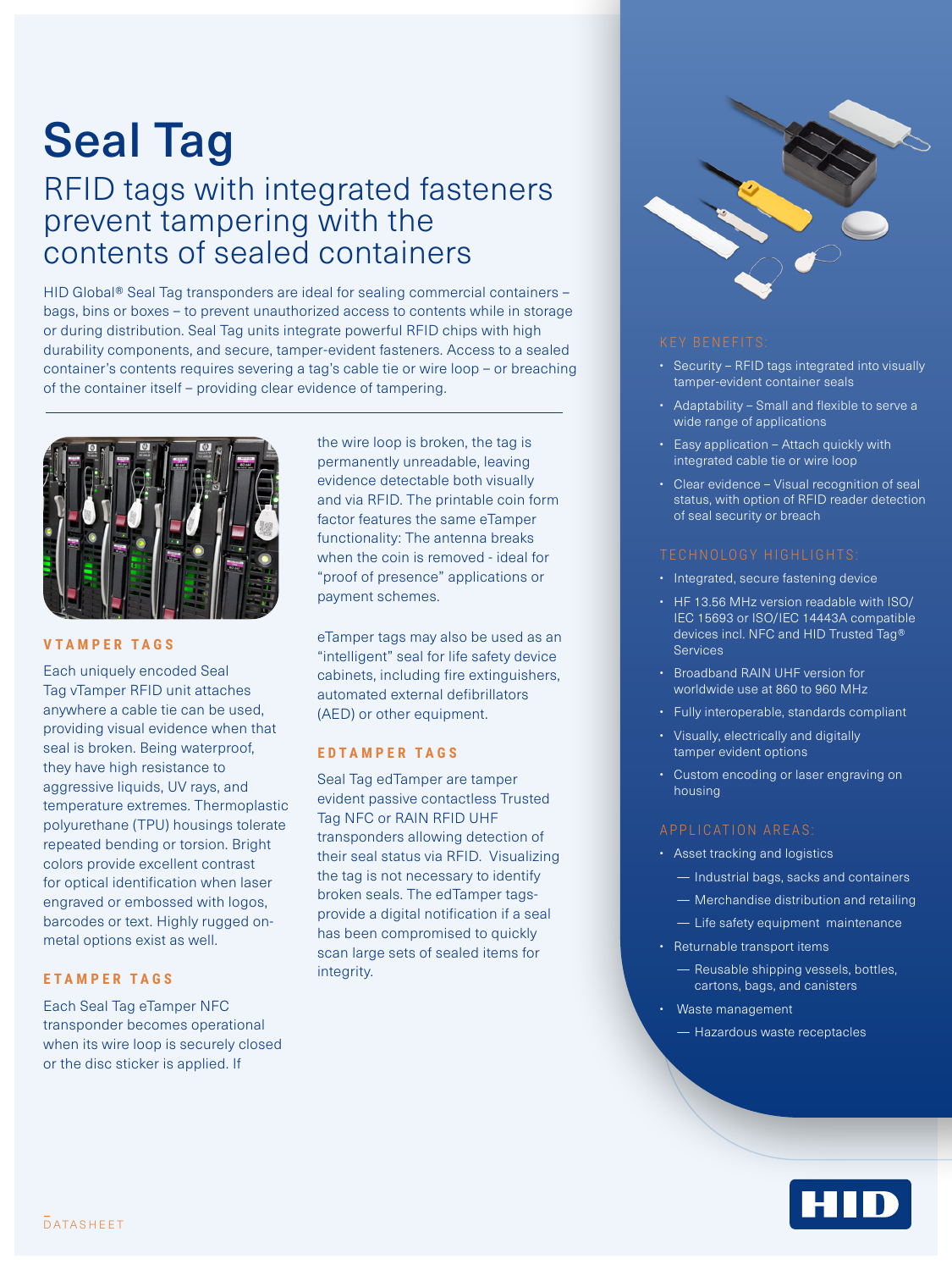# Seal Tag

## RFID tags with integrated fasteners prevent tampering with the contents of sealed containers

HID Global® Seal Tag transponders are ideal for sealing commercial containers – bags, bins or boxes – to prevent unauthorized access to contents while in storage or during distribution. Seal Tag units integrate powerful RFID chips with high durability components, and secure, tamper-evident fasteners. Access to a sealed container's contents requires severing a tag's cable tie or wire loop – or breaching of the container itself – providing clear evidence of tampering.

### VTAMPER TAGS

Each uniquely encoded Seal Tag vTamper RFID unit attaches anywhere a cable tie can be used, providing visual evidence when that seal is broken. Being waterproof, they have high resistance to aggressive liquids, UV rays, and temperature extremes. Thermoplastic polyurethane (TPU) housings tolerate repeated bending or torsion. Bright colors provide excellent contrast for optical identification when laser engraved or embossed with logos, barcodes or text. Highly rugged on-metal options exist as well.

### ETAMPER TAGS

Each Seal Tag eTamper NFC transponder becomes operational when its wire loop is securely closed or the disc sticker is applied. If the wire loop is broken, the tag is permanently unreadable, leaving evidence detectable both visually and via RFID. The printable coin form factor features the same eTamper functionality: The antenna breaks when the coin is removed - ideal for "proof of presence" applications or payment schemes.

eTamper tags may also be used as an "intelligent" seal for life safety device cabinets, including fire extinguishers, automated external defibrillators (AED) or other equipment.

### EDTAMPER TAGS

Seal Tag edTamper are tamper evident passive contactless Trusted Tag NFC or RAIN RFID UHF transponders allowing detection of their seal status via RFID. Visualizing the tag is not necessary to identify broken seals. The edTamper tags- provide a digital notification if a seal has been compromised to quickly scan large sets of sealed items for integrity.

### KEY BENEFITS:

- Security – RFID tags integrated into visually tamper-evident container seals
- Adaptability – Small and flexible to serve a wide range of applications
- Easy application – Attach quickly with integrated cable tie or wire loop
- Clear evidence – Visual recognition of seal status, with option of RFID reader detection of seal security or breach

### TECHNOLOGY HIGHLIGHTS:

- Integrated, secure fastening device
- HF 13.56 MHz version readable with ISO/IEC 15693 or ISO/IEC 14443A compatible devices incl. NFC and HID Trusted Tag® Services
- Broadband RAIN UHF version for worldwide use at 860 to 960 MHz
- Fully interoperable, standards compliant
- Visually, electrically and digitally tamper evident options
- Custom encoding or laser engraving on housing

### APPLICATION AREAS:

- Asset tracking and logistics
  - Industrial bags, sacks and containers
  - Merchandise distribution and retailing
  - Life safety equipment maintenance
- Returnable transport items
  - Reusable shipping vessels, bottles, cartons, bags, and canisters
- Waste management
  - Hazardous waste receptacles

DATASHEET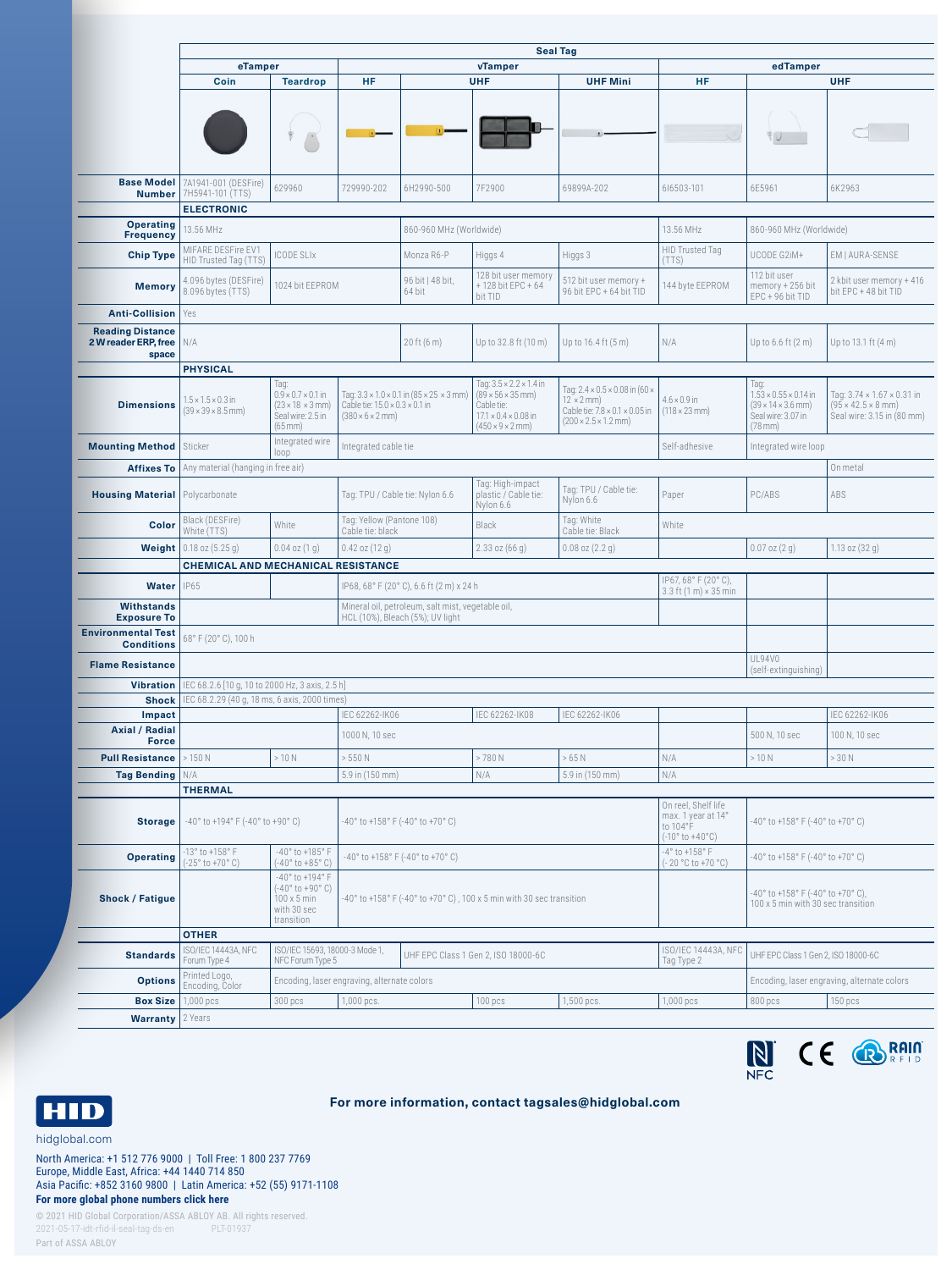| | Seal Tag | | | | | | | | |
|---|---|---|---|---|---|---|---|---|---|
| | eTamper | | vTamper | | | | edTamper | | |
| | Coin | Teardrop | HF | UHF | | UHF Mini | HF | UHF | |
| **Base Model Number** | 7A1941-001 (DESFire) 7H5941-101 (TTS) | 629960 | 729990-202 | 6H2990-500 | 7F2900 | 69899A-202 | 6I6503-101 | 6E5961 | 6K2963 |
| **ELECTRONIC** | | | | | | | | | |
| **Operating Frequency** | 13.56 MHz | | | 860-960 MHz (Worldwide) | | | 13.56 MHz | 860-960 MHz (Worldwide) | |
| **Chip Type** | MIFARE DESFire EV1 HID Trusted Tag (TTS) | ICODE SLIx | | Monza R6-P | Higgs 4 | Higgs 3 | HID Trusted Tag (TTS) | UCODE G2iM+ | EM \| AURA-SENSE |
| **Memory** | 4.096 bytes (DESFire) 8.096 bytes (TTS) | 1024 bit EEPROM | | 96 bit \| 48 bit, 64 bit | 128 bit user memory + 128 bit EPC + 64 bit TID | 512 bit user memory + 96 bit EPC + 64 bit TID | 144 byte EEPROM | 112 bit user memory + 256 bit EPC + 96 bit TID | 2 kbit user memory + 416 bit EPC + 48 bit TID |
| **Anti-Collision** | Yes | | | | | | | | |
| **Reading Distance 2 W reader ERP, free space** | N/A | | | 20 ft (6 m) | Up to 32.8 ft (10 m) | Up to 16.4 ft (5 m) | N/A | Up to 6.6 ft (2 m) | Up to 13.1 ft (4 m) |
| **PHYSICAL** | | | | | | | | | |
| **Dimensions** | 1.5 × 1.5 × 0.3 in (39 × 39 × 8.5 mm) | Tag: 0.9 × 0.7 × 0.1 in (23 × 18 × 3 mm) Seal wire: 2.5 in (65 mm) | Tag: 3.3 × 1.0 × 0.1 in (85 × 25 × 3 mm) Cable tie: 15.0 × 0.3 × 0.1 in (380 × 6 × 2 mm) | | Tag: 3.5 × 2.2 × 1.4 in (89 × 56 × 35 mm) Cable tie: 17.1 × 0.4 × 0.08 in (450 × 9 × 2 mm) | Tag: 2.4 × 0.5 × 0.08 in (60 × 12 × 2 mm) Cable tie: 7.8 × 0.1 × 0.05 in (200 × 2.5 × 1.2 mm) | 4.6 × 0.9 in (118 × 23 mm) | Tag: 1.53 × 0.55 × 0.14 in (39 × 14 × 3.6 mm) Seal wire: 3.07 in (78 mm) | Tag: 3.74 × 1.67 × 0.31 in (95 × 42.5 × 8 mm) Seal wire: 3.15 in (80 mm) |
| **Mounting Method** | Sticker | Integrated wire loop | Integrated cable tie | | | | Self-adhesive | Integrated wire loop | |
| **Affixes To** | Any material (hanging in free air) | | | | | | | | On metal |
| **Housing Material** | Polycarbonate | | Tag: TPU / Cable tie: Nylon 6.6 | | Tag: High-impact plastic / Cable tie: Nylon 6.6 | Tag: TPU / Cable tie: Nylon 6.6 | Paper | PC/ABS | ABS |
| **Color** | Black (DESFire) White (TTS) | White | Tag: Yellow (Pantone 108) Cable tie: black | | Black | Tag: White Cable tie: Black | White | | |
| **Weight** | 0.18 oz (5.25 g) | 0.04 oz (1 g) | 0.42 oz (12 g) | | 2.33 oz (66 g) | 0.08 oz (2.2 g) | | 0.07 oz (2 g) | 1.13 oz (32 g) |
| **CHEMICAL AND MECHANICAL RESISTANCE** | | | | | | | | | |
| **Water** | IP65 | | IP68, 68° F (20° C), 6.6 ft (2 m) x 24 h | | | | IP67, 68° F (20° C), 3.3 ft (1 m) × 35 min | | |
| **Withstands Exposure To** | | | Mineral oil, petroleum, salt mist, vegetable oil, HCL (10%), Bleach (5%); UV light | | | | | | |
| **Environmental Test Conditions** | 68° F (20° C), 100 h | | | | | | | | |
| **Flame Resistance** | | | | | | | | UL94V0 (self-extinguishing) | |
| **Vibration** | IEC 68.2.6 [10 g, 10 to 2000 Hz, 3 axis, 2.5 h] | | | | | | | | |
| **Shock** | IEC 68.2.29 (40 g, 18 ms, 6 axis, 2000 times) | | | | | | | | |
| **Impact** | | | IEC 62262-IK06 | | IEC 62262-IK08 | IEC 62262-IK06 | | | IEC 62262-IK06 |
| **Axial / Radial Force** | | | 1000 N, 10 sec | | | | | 500 N, 10 sec | 100 N, 10 sec |
| **Pull Resistance** | > 150 N | > 10 N | > 550 N | | > 780 N | > 65 N | N/A | > 10 N | > 30 N |
| **Tag Bending** | N/A | | 5.9 in (150 mm) | | N/A | 5.9 in (150 mm) | N/A | | |
| **THERMAL** | | | | | | | | | |
| **Storage** | -40° to +194° F (-40° to +90° C) | | -40° to +158° F (-40° to +70° C) | | | | On reel, Shelf life max. 1 year at 14° to 104°F (-10° to +40°C) | -40° to +158° F (-40° to +70° C) | |
| **Operating** | -13° to +158° F (-25° to +70° C) | -40° to +185° F (-40° to +85° C) | -40° to +158° F (-40° to +70° C) | | | | -4° to +158° F (- 20 °C to +70 °C) | -40° to +158° F (-40° to +70° C) | |
| **Shock / Fatigue** | | -40° to +194° F (-40° to +90° C) 100 x 5 min with 30 sec transition | -40° to +158° F (-40° to +70° C) , 100 x 5 min with 30 sec transition | | | | | -40° to +158° F (-40° to +70° C), 100 x 5 min with 30 sec transition | |
| **OTHER** | | | | | | | | | |
| **Standards** | ISO/IEC 14443A, NFC Forum Type 4 | ISO/IEC 15693, 18000-3 Mode 1, NFC Forum Type 5 | | UHF EPC Class 1 Gen 2, ISO 18000-6C | | | ISO/IEC 14443A, NFC Tag Type 2 | UHF EPC Class 1 Gen 2, ISO 18000-6C | |
| **Options** | Printed Logo, Encoding, Color | Encoding, laser engraving, alternate colors | | | | | | Encoding, laser engraving, alternate colors | |
| **Box Size** | 1,000 pcs | 300 pcs | 1,000 pcs. | | 100 pcs | 1,500 pcs. | 1,000 pcs | 800 pcs | 150 pcs |
| **Warranty** | 2 Years | | | | | | | | |

**For more information, contact tagsales@hidglobal.com**

hidglobal.com

North America: +1 512 776 9000 | Toll Free: 1 800 237 7769
Europe, Middle East, Africa: +44 1440 714 850
Asia Pacific: +852 3160 9800 | Latin America: +52 (55) 9171-1108
**For more global phone numbers click here**

© 2021 HID Global Corporation/ASSA ABLOY AB. All rights reserved.
2021-05-17-idt-rfid-il-seal-tag-ds-en PLT-01937
Part of ASSA ABLOY